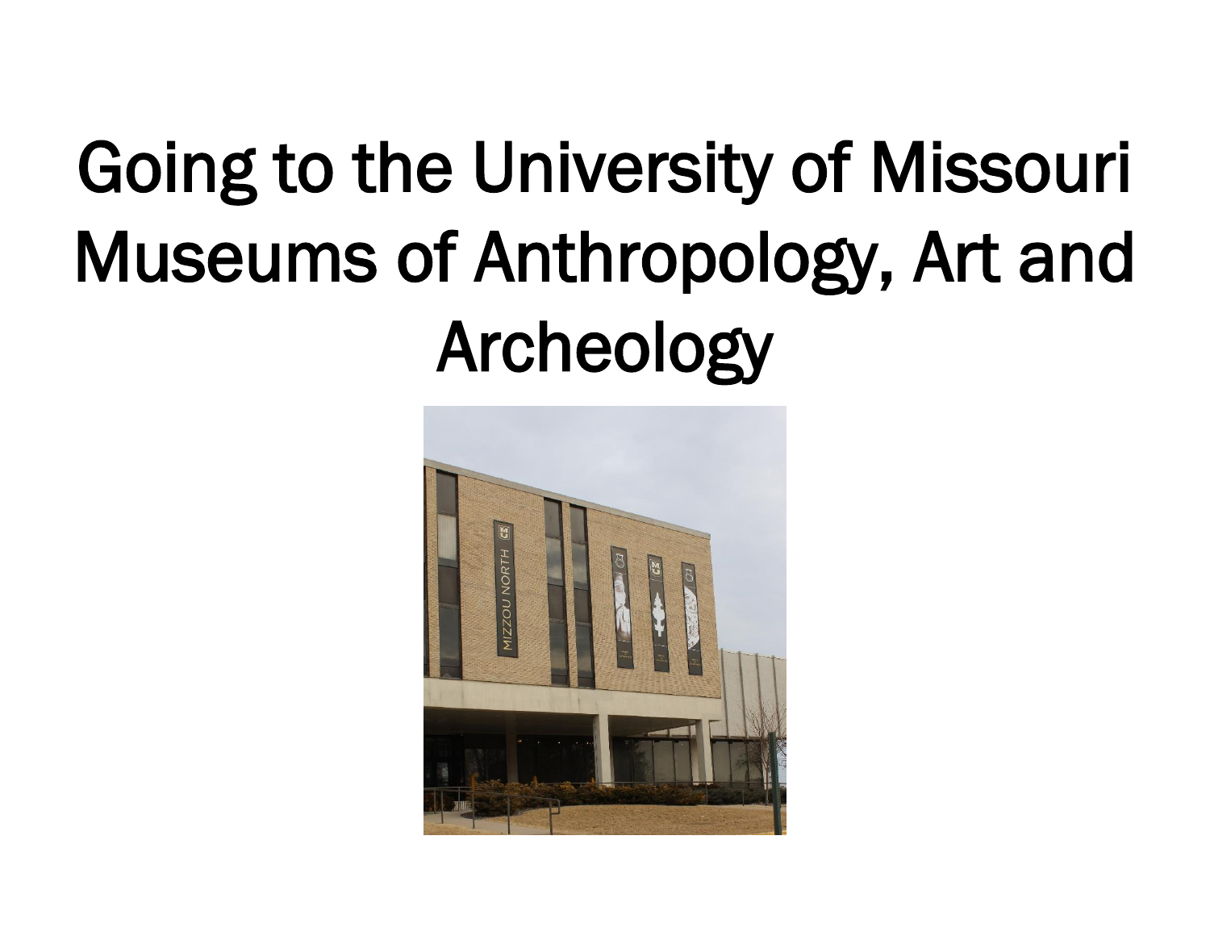# Going to the University of Missouri Museums of Anthropology, Art and Archeology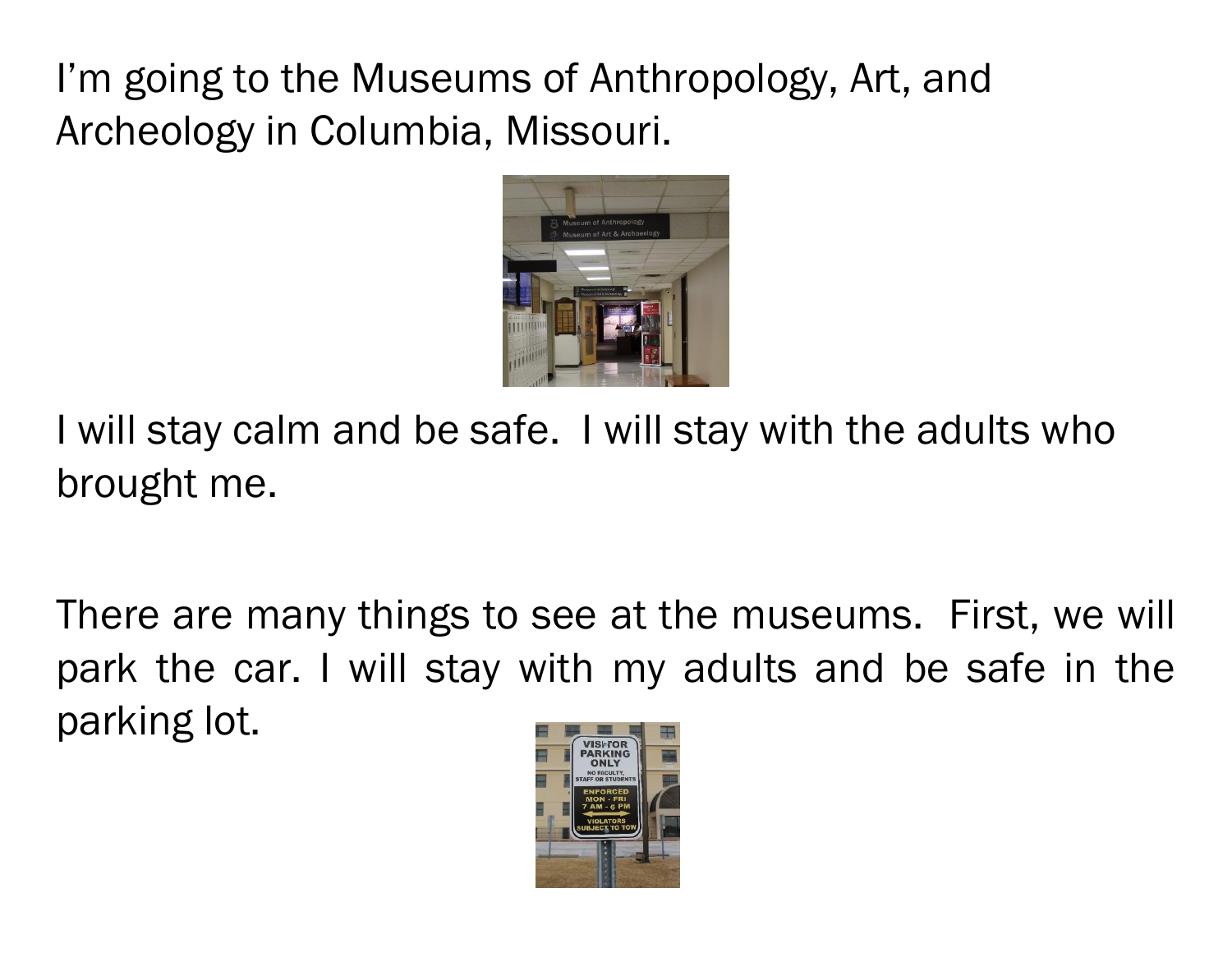I'm going to the Museums of Anthropology, Art, and Archeology in Columbia, Missouri.

I will stay calm and be safe. I will stay with the adults who brought me.

There are many things to see at the museums. First, we will park the car. I will stay with my adults and be safe in the parking lot.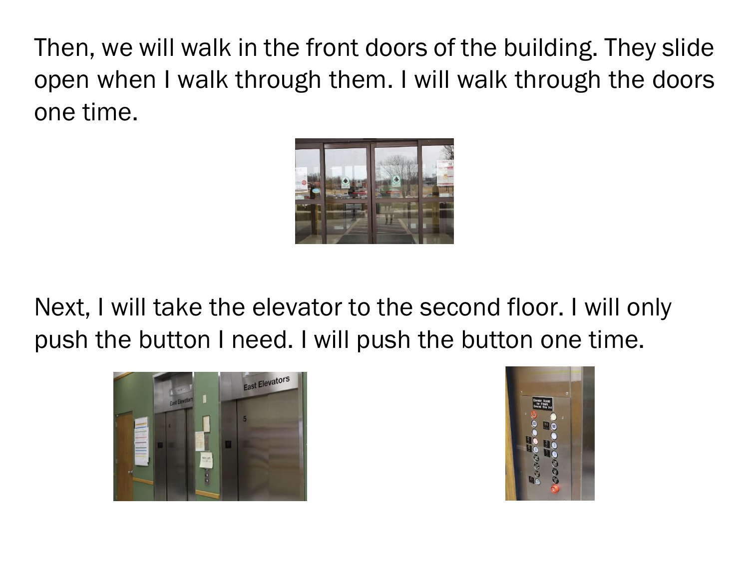Then, we will walk in the front doors of the building. They slide open when I walk through them. I will walk through the doors one time.

Next, I will take the elevator to the second floor. I will only push the button I need. I will push the button one time.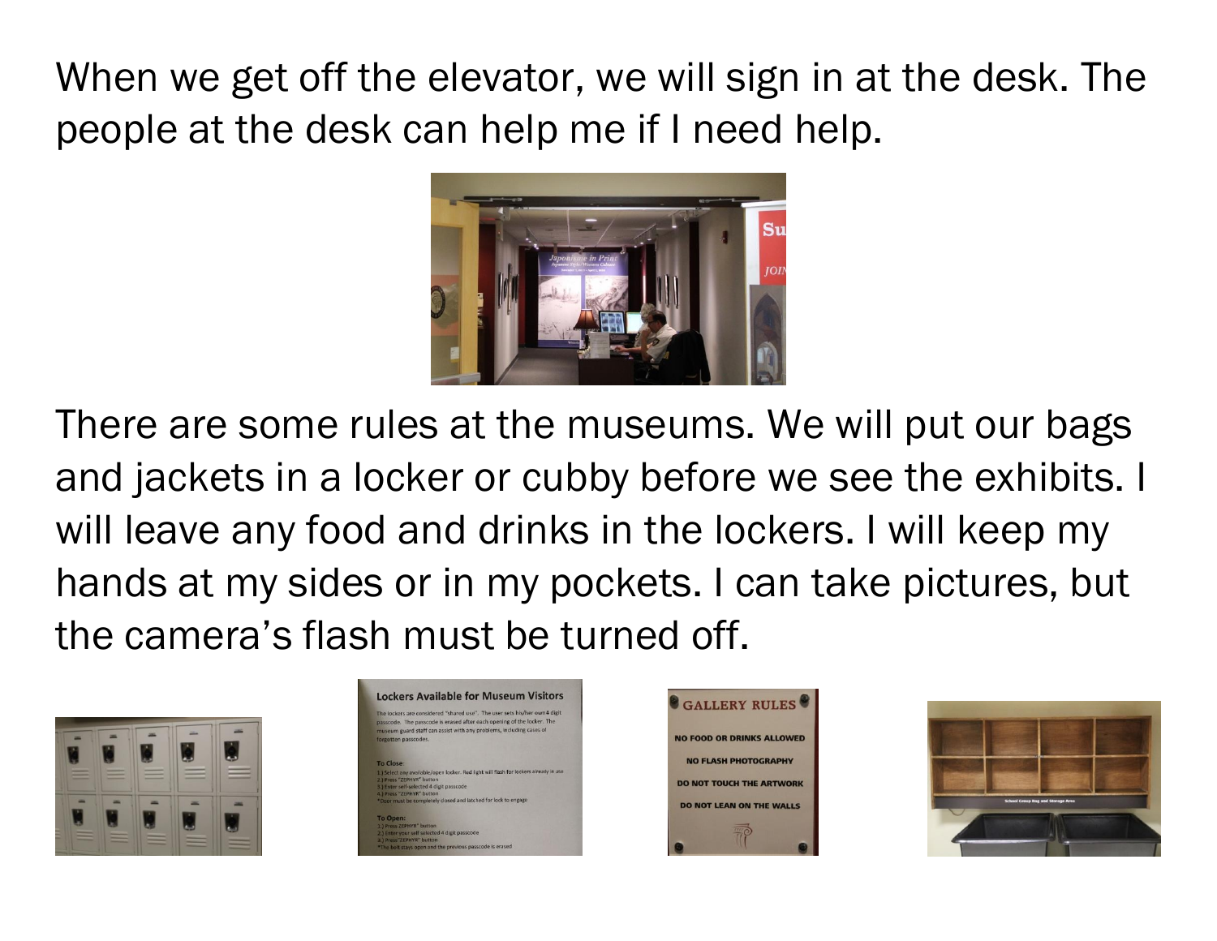When we get off the elevator, we will sign in at the desk. The people at the desk can help me if I need help.

There are some rules at the museums. We will put our bags and jackets in a locker or cubby before we see the exhibits. I will leave any food and drinks in the lockers. I will keep my hands at my sides or in my pockets. I can take pictures, but the camera's flash must be turned off.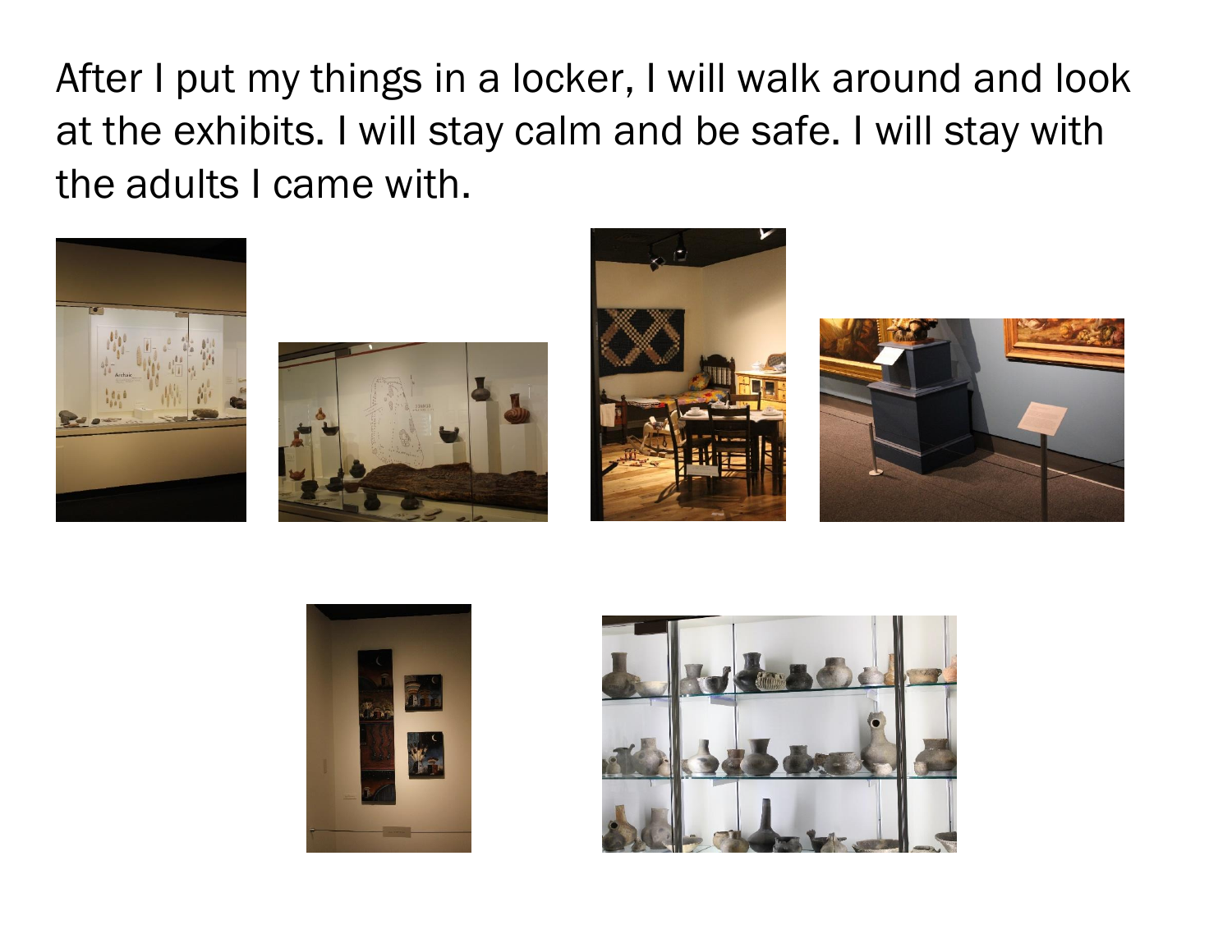After I put my things in a locker, I will walk around and look at the exhibits. I will stay calm and be safe. I will stay with the adults I came with.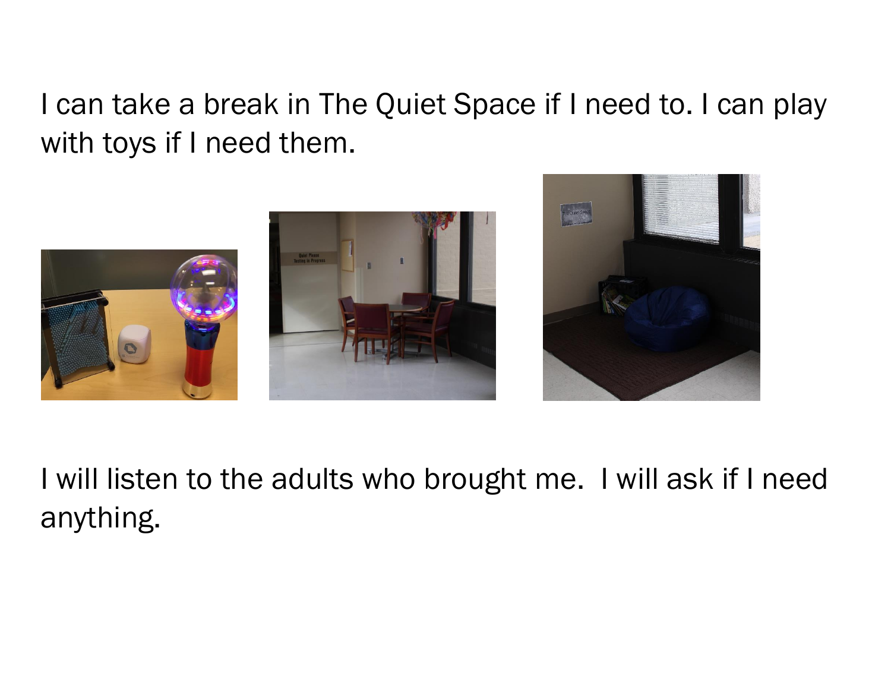I can take a break in The Quiet Space if I need to. I can play with toys if I need them.

I will listen to the adults who brought me.  I will ask if I need anything.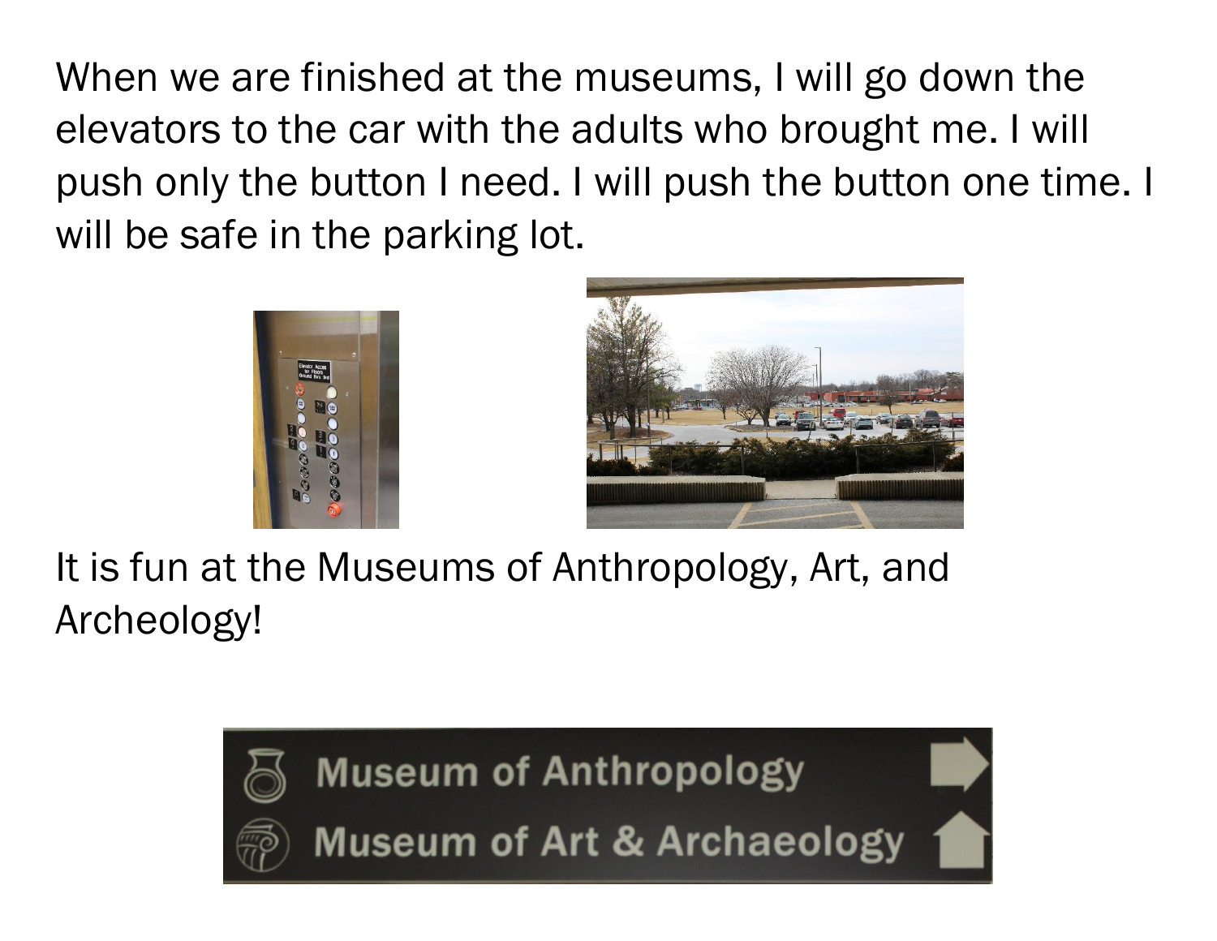When we are finished at the museums, I will go down the elevators to the car with the adults who brought me. I will push only the button I need. I will push the button one time. I will be safe in the parking lot.

It is fun at the Museums of Anthropology, Art, and Archeology!